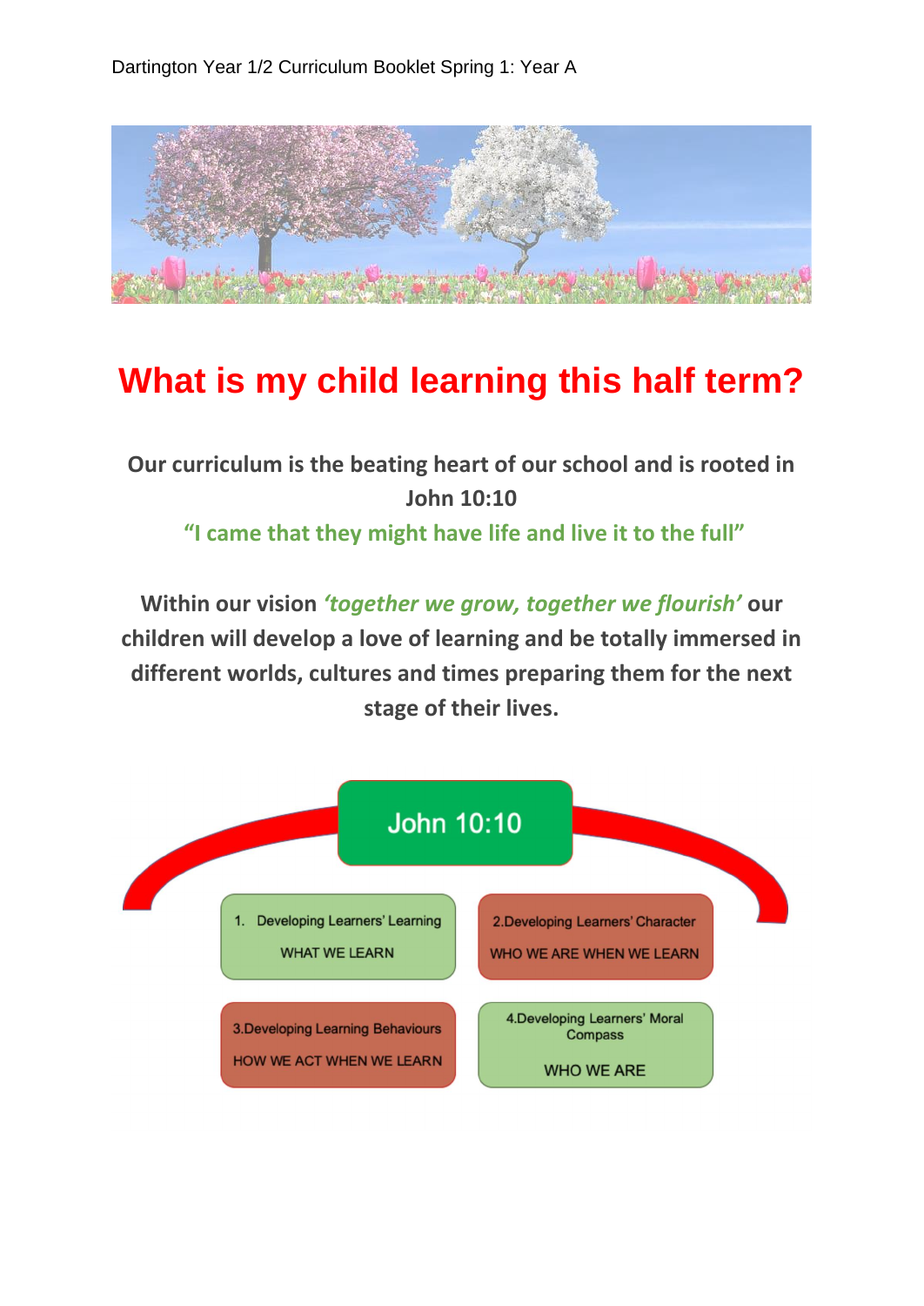Dartington Year 1/2 Curriculum Booklet Spring 1: Year A

# What is my child learning this half term?

**Our curriculum is the beating heart of our school and is rooted in John 10:10**

**"I came that they might have life and live it to the full"**

**Within our vision *'together we grow, together we flourish'* our children will develop a love of learning and be totally immersed in different worlds, cultures and times preparing them for the next stage of their lives.**

John 10:10

1. Developing Learners' Learning
   WHAT WE LEARN

2. Developing Learners' Character
   WHO WE ARE WHEN WE LEARN

3. Developing Learning Behaviours
   HOW WE ACT WHEN WE LEARN

4. Developing Learners' Moral Compass
   WHO WE ARE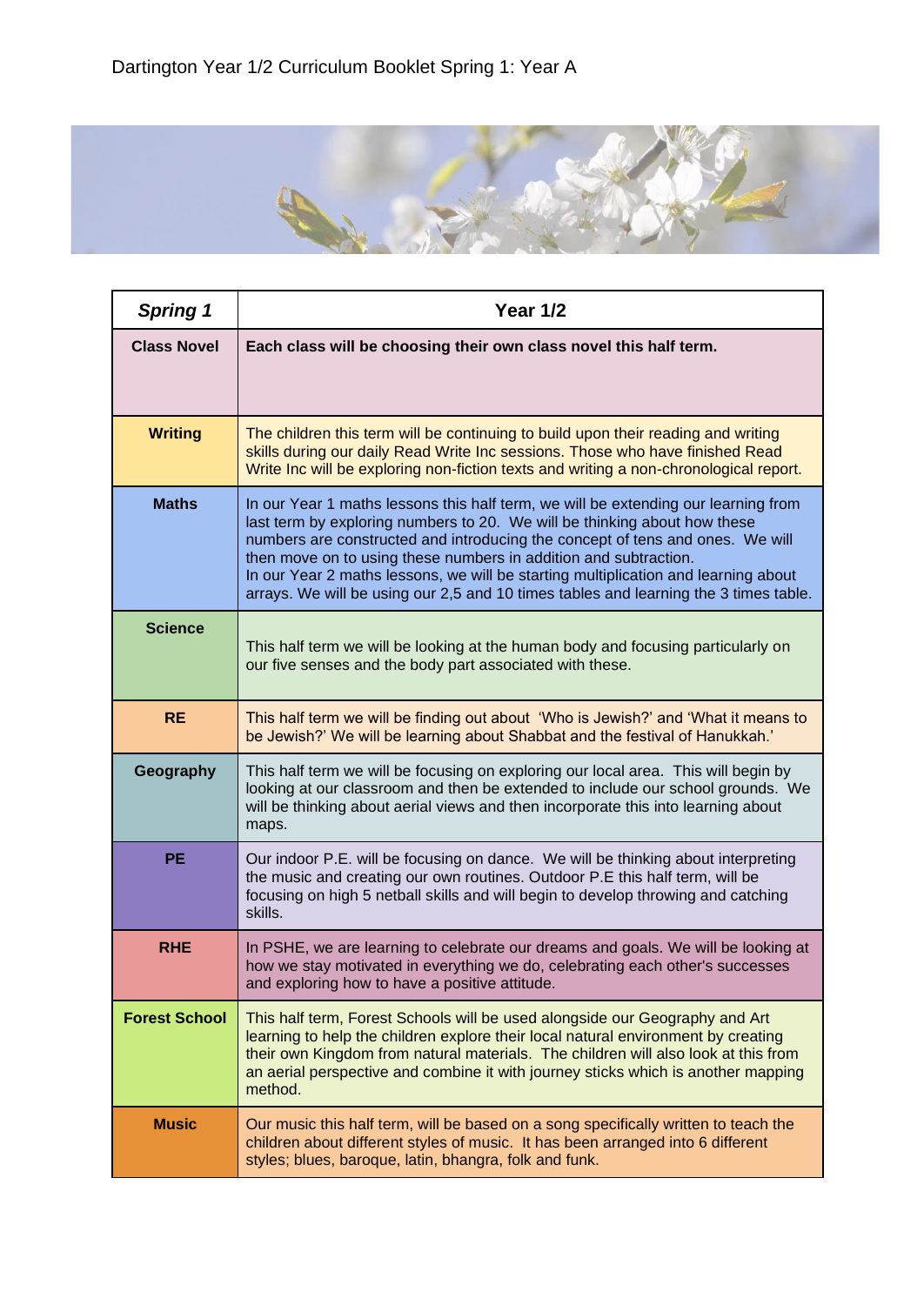Dartington Year 1/2 Curriculum Booklet Spring 1: Year A

| ***Spring 1*** | **Year 1/2** |
|---|---|
| **Class Novel** | **Each class will be choosing their own class novel this half term.** |
| **Writing** | The children this term will be continuing to build upon their reading and writing skills during our daily Read Write Inc sessions. Those who have finished Read Write Inc will be exploring non-fiction texts and writing a non-chronological report. |
| **Maths** | In our Year 1 maths lessons this half term, we will be extending our learning from last term by exploring numbers to 20. We will be thinking about how these numbers are constructed and introducing the concept of tens and ones. We will then move on to using these numbers in addition and subtraction.<br>In our Year 2 maths lessons, we will be starting multiplication and learning about arrays. We will be using our 2,5 and 10 times tables and learning the 3 times table. |
| **Science** | This half term we will be looking at the human body and focusing particularly on our five senses and the body part associated with these. |
| **RE** | This half term we will be finding out about 'Who is Jewish?' and 'What it means to be Jewish?' We will be learning about Shabbat and the festival of Hanukkah.' |
| **Geography** | This half term we will be focusing on exploring our local area. This will begin by looking at our classroom and then be extended to include our school grounds. We will be thinking about aerial views and then incorporate this into learning about maps. |
| **PE** | Our indoor P.E. will be focusing on dance. We will be thinking about interpreting the music and creating our own routines. Outdoor P.E this half term, will be focusing on high 5 netball skills and will begin to develop throwing and catching skills. |
| **RHE** | In PSHE, we are learning to celebrate our dreams and goals. We will be looking at how we stay motivated in everything we do, celebrating each other's successes and exploring how to have a positive attitude. |
| **Forest School** | This half term, Forest Schools will be used alongside our Geography and Art learning to help the children explore their local natural environment by creating their own Kingdom from natural materials. The children will also look at this from an aerial perspective and combine it with journey sticks which is another mapping method. |
| **Music** | Our music this half term, will be based on a song specifically written to teach the children about different styles of music. It has been arranged into 6 different styles; blues, baroque, latin, bhangra, folk and funk. |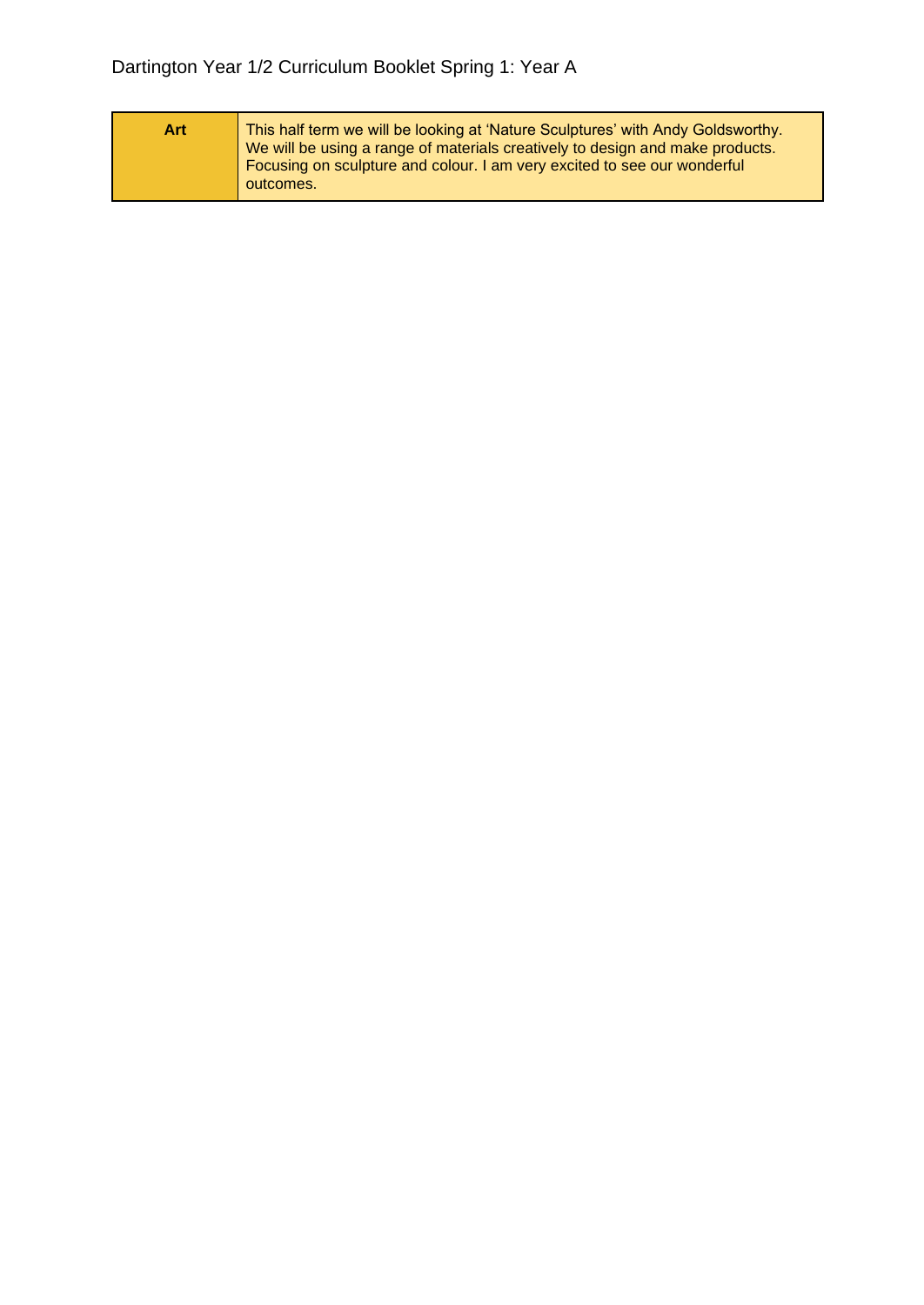| | |
|---|---|
| **Art** | This half term we will be looking at 'Nature Sculptures' with Andy Goldsworthy. We will be using a range of materials creatively to design and make products. Focusing on sculpture and colour. I am very excited to see our wonderful outcomes. |